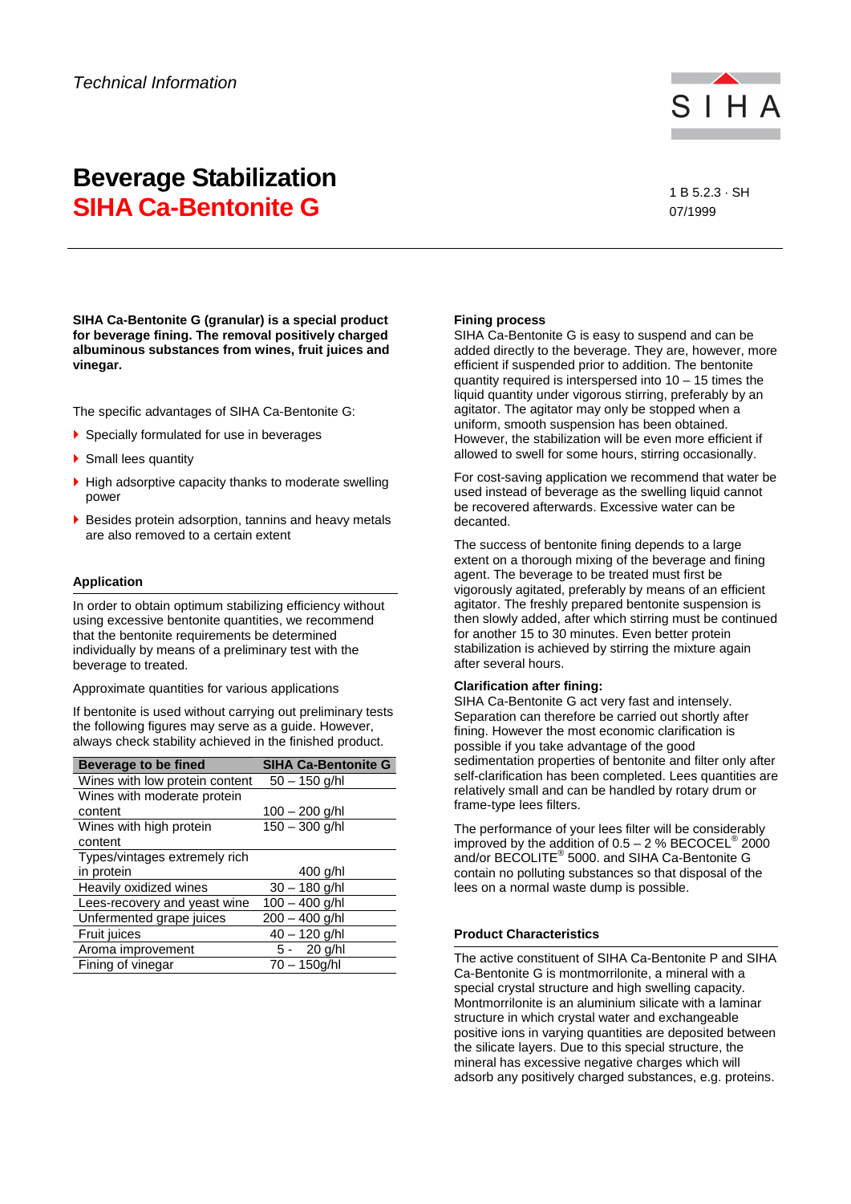*Technical Information*

SIHA

# Beverage Stabilization
# SIHA Ca-Bentonite G

1 B 5.2.3 · SH
07/1999

**SIHA Ca-Bentonite G (granular) is a special product for beverage fining. The removal positively charged albuminous substances from wines, fruit juices and vinegar.**

The specific advantages of SIHA Ca-Bentonite G:

- Specially formulated for use in beverages
- Small lees quantity
- High adsorptive capacity thanks to moderate swelling power
- Besides protein adsorption, tannins and heavy metals are also removed to a certain extent

## Application

In order to obtain optimum stabilizing efficiency without using excessive bentonite quantities, we recommend that the bentonite requirements be determined individually by means of a preliminary test with the beverage to treated.

Approximate quantities for various applications

If bentonite is used without carrying out preliminary tests the following figures may serve as a guide. However, always check stability achieved in the finished product.

| Beverage to be fined | SIHA Ca-Bentonite G |
|---|---|
| Wines with low protein content | 50 – 150 g/hl |
| Wines with moderate protein content | 100 – 200 g/hl |
| Wines with high protein content | 150 – 300 g/hl |
| Types/vintages extremely rich in protein | 400 g/hl |
| Heavily oxidized wines | 30 – 180 g/hl |
| Lees-recovery and yeast wine | 100 – 400 g/hl |
| Unfermented grape juices | 200 – 400 g/hl |
| Fruit juices | 40 – 120 g/hl |
| Aroma improvement | 5 - 20 g/hl |
| Fining of vinegar | 70 – 150g/hl |

**Fining process**
SIHA Ca-Bentonite G is easy to suspend and can be added directly to the beverage. They are, however, more efficient if suspended prior to addition. The bentonite quantity required is interspersed into 10 – 15 times the liquid quantity under vigorous stirring, preferably by an agitator. The agitator may only be stopped when a uniform, smooth suspension has been obtained. However, the stabilization will be even more efficient if allowed to swell for some hours, stirring occasionally.

For cost-saving application we recommend that water be used instead of beverage as the swelling liquid cannot be recovered afterwards. Excessive water can be decanted.

The success of bentonite fining depends to a large extent on a thorough mixing of the beverage and fining agent. The beverage to be treated must first be vigorously agitated, preferably by means of an efficient agitator. The freshly prepared bentonite suspension is then slowly added, after which stirring must be continued for another 15 to 30 minutes. Even better protein stabilization is achieved by stirring the mixture again after several hours.

**Clarification after fining:**
SIHA Ca-Bentonite G act very fast and intensely. Separation can therefore be carried out shortly after fining. However the most economic clarification is possible if you take advantage of the good sedimentation properties of bentonite and filter only after self-clarification has been completed. Lees quantities are relatively small and can be handled by rotary drum or frame-type lees filters.

The performance of your lees filter will be considerably improved by the addition of 0.5 – 2 % BECOCEL® 2000 and/or BECOLITE® 5000. and SIHA Ca-Bentonite G contain no polluting substances so that disposal of the lees on a normal waste dump is possible.

## Product Characteristics

The active constituent of SIHA Ca-Bentonite P and SIHA Ca-Bentonite G is montmorrilonite, a mineral with a special crystal structure and high swelling capacity. Montmorrilonite is an aluminium silicate with a laminar structure in which crystal water and exchangeable positive ions in varying quantities are deposited between the silicate layers. Due to this special structure, the mineral has excessive negative charges which will adsorb any positively charged substances, e.g. proteins.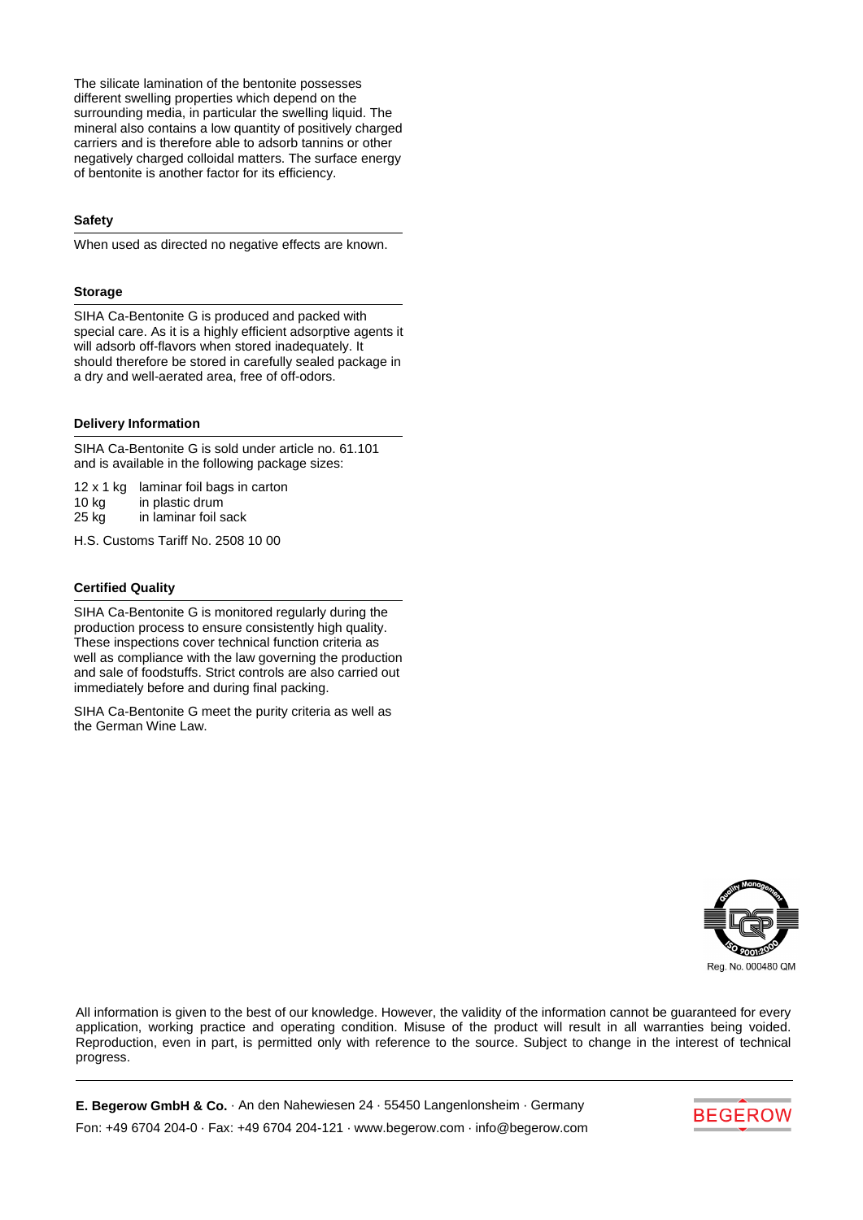The silicate lamination of the bentonite possesses different swelling properties which depend on the surrounding media, in particular the swelling liquid. The mineral also contains a low quantity of positively charged carriers and is therefore able to adsorb tannins or other negatively charged colloidal matters. The surface energy of bentonite is another factor for its efficiency.

### Safety

When used as directed no negative effects are known.

### Storage

SIHA Ca-Bentonite G is produced and packed with special care. As it is a highly efficient adsorptive agents it will adsorb off-flavors when stored inadequately. It should therefore be stored in carefully sealed package in a dry and well-aerated area, free of off-odors.

### Delivery Information

SIHA Ca-Bentonite G is sold under article no. 61.101 and is available in the following package sizes:

| | |
|---|---|
| 12 x 1 kg | laminar foil bags in carton |
| 10 kg | in plastic drum |
| 25 kg | in laminar foil sack |

H.S. Customs Tariff No. 2508 10 00

### Certified Quality

SIHA Ca-Bentonite G is monitored regularly during the production process to ensure consistently high quality. These inspections cover technical function criteria as well as compliance with the law governing the production and sale of foodstuffs. Strict controls are also carried out immediately before and during final packing.

SIHA Ca-Bentonite G meet the purity criteria as well as the German Wine Law.

Quality Management DQS ISO 9001:2000

Reg. No. 000480 QM

All information is given to the best of our knowledge. However, the validity of the information cannot be guaranteed for every application, working practice and operating condition. Misuse of the product will result in all warranties being voided. Reproduction, even in part, is permitted only with reference to the source. Subject to change in the interest of technical progress.

**E. Begerow GmbH & Co.** · An den Nahewiesen 24 · 55450 Langenlonsheim · Germany

Fon: +49 6704 204-0 · Fax: +49 6704 204-121 · www.begerow.com · info@begerow.com

BEGEROW